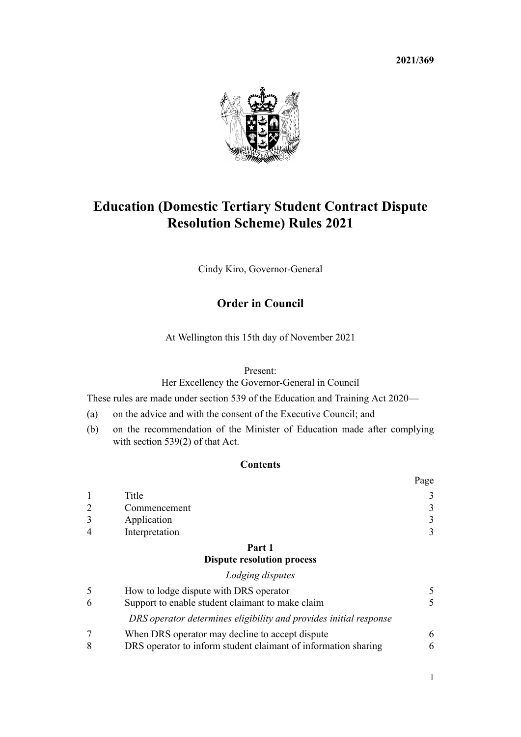**2021/369**

# Education (Domestic Tertiary Student Contract Dispute Resolution Scheme) Rules 2021

Cindy Kiro, Governor-General

## Order in Council

At Wellington this 15th day of November 2021

Present:
Her Excellency the Governor-General in Council

These rules are made under section 539 of the Education and Training Act 2020—

(a) on the advice and with the consent of the Executive Council; and

(b) on the recommendation of the Minister of Education made after complying with section 539(2) of that Act.

### Contents

| | | Page |
|---|---|---|
| 1 | Title | 3 |
| 2 | Commencement | 3 |
| 3 | Application | 3 |
| 4 | Interpretation | 3 |
| | **Part 1** **Dispute resolution process** | |
| | *Lodging disputes* | |
| 5 | How to lodge dispute with DRS operator | 5 |
| 6 | Support to enable student claimant to make claim | 5 |
| | *DRS operator determines eligibility and provides initial response* | |
| 7 | When DRS operator may decline to accept dispute | 6 |
| 8 | DRS operator to inform student claimant of information sharing | 6 |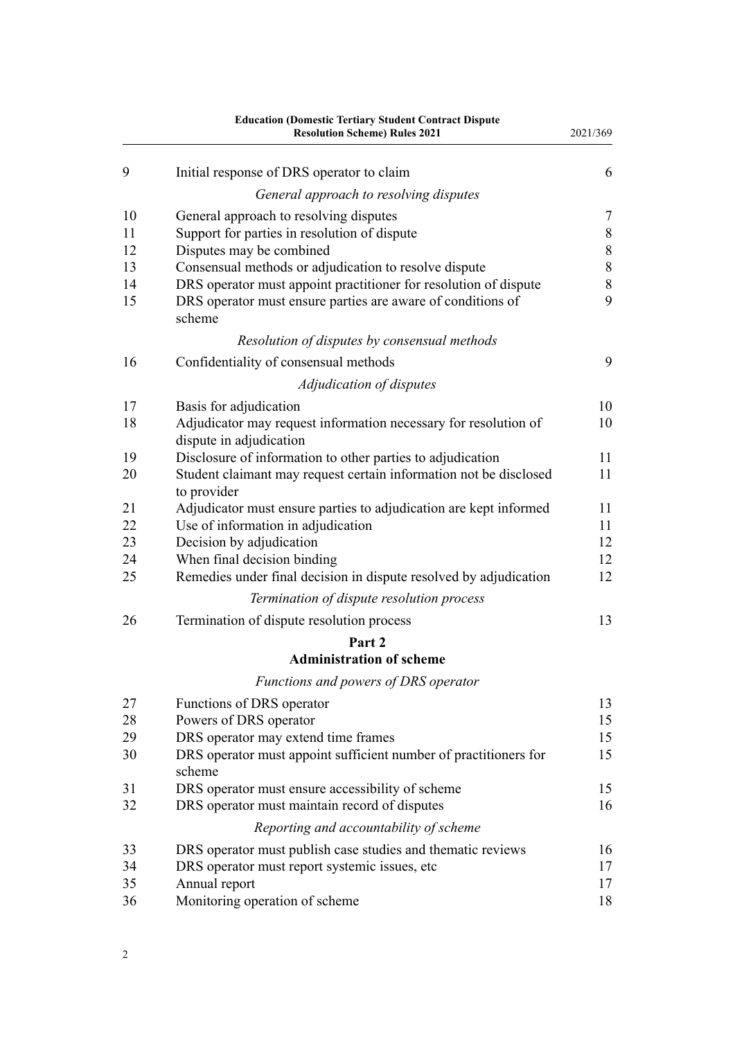| | | |
|---|---|---|
| 9 | Initial response of DRS operator to claim | 6 |
| | *General approach to resolving disputes* | |
| 10 | General approach to resolving disputes | 7 |
| 11 | Support for parties in resolution of dispute | 8 |
| 12 | Disputes may be combined | 8 |
| 13 | Consensual methods or adjudication to resolve dispute | 8 |
| 14 | DRS operator must appoint practitioner for resolution of dispute | 8 |
| 15 | DRS operator must ensure parties are aware of conditions of scheme | 9 |
| | *Resolution of disputes by consensual methods* | |
| 16 | Confidentiality of consensual methods | 9 |
| | *Adjudication of disputes* | |
| 17 | Basis for adjudication | 10 |
| 18 | Adjudicator may request information necessary for resolution of dispute in adjudication | 10 |
| 19 | Disclosure of information to other parties to adjudication | 11 |
| 20 | Student claimant may request certain information not be disclosed to provider | 11 |
| 21 | Adjudicator must ensure parties to adjudication are kept informed | 11 |
| 22 | Use of information in adjudication | 11 |
| 23 | Decision by adjudication | 12 |
| 24 | When final decision binding | 12 |
| 25 | Remedies under final decision in dispute resolved by adjudication | 12 |
| | *Termination of dispute resolution process* | |
| 26 | Termination of dispute resolution process | 13 |
| | **Part 2** **Administration of scheme** | |
| | *Functions and powers of DRS operator* | |
| 27 | Functions of DRS operator | 13 |
| 28 | Powers of DRS operator | 15 |
| 29 | DRS operator may extend time frames | 15 |
| 30 | DRS operator must appoint sufficient number of practitioners for scheme | 15 |
| 31 | DRS operator must ensure accessibility of scheme | 15 |
| 32 | DRS operator must maintain record of disputes | 16 |
| | *Reporting and accountability of scheme* | |
| 33 | DRS operator must publish case studies and thematic reviews | 16 |
| 34 | DRS operator must report systemic issues, etc | 17 |
| 35 | Annual report | 17 |
| 36 | Monitoring operation of scheme | 18 |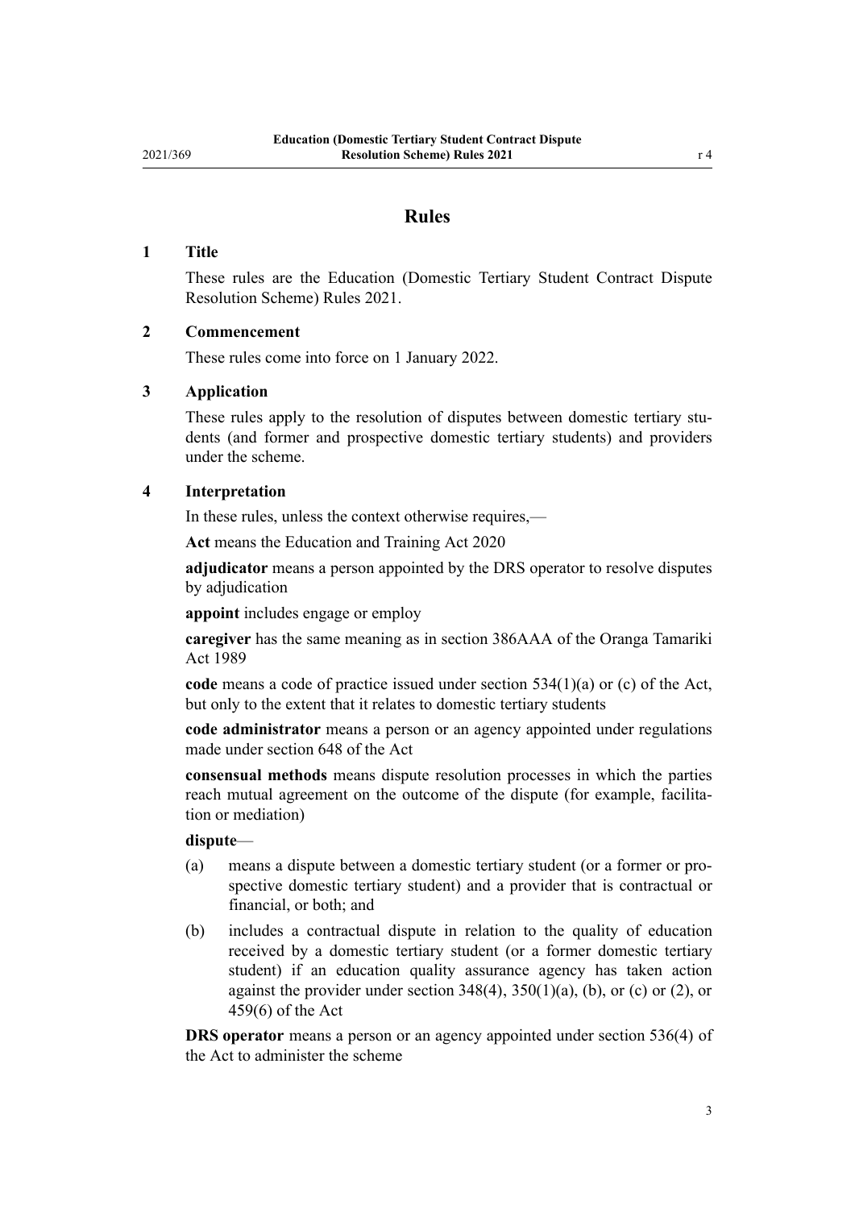# Rules

## 1 Title

These rules are the Education (Domestic Tertiary Student Contract Dispute Resolution Scheme) Rules 2021.

## 2 Commencement

These rules come into force on 1 January 2022.

## 3 Application

These rules apply to the resolution of disputes between domestic tertiary students (and former and prospective domestic tertiary students) and providers under the scheme.

## 4 Interpretation

In these rules, unless the context otherwise requires,—

**Act** means the Education and Training Act 2020

**adjudicator** means a person appointed by the DRS operator to resolve disputes by adjudication

**appoint** includes engage or employ

**caregiver** has the same meaning as in section 386AAA of the Oranga Tamariki Act 1989

**code** means a code of practice issued under section 534(1)(a) or (c) of the Act, but only to the extent that it relates to domestic tertiary students

**code administrator** means a person or an agency appointed under regulations made under section 648 of the Act

**consensual methods** means dispute resolution processes in which the parties reach mutual agreement on the outcome of the dispute (for example, facilitation or mediation)

**dispute**—

(a) means a dispute between a domestic tertiary student (or a former or prospective domestic tertiary student) and a provider that is contractual or financial, or both; and

(b) includes a contractual dispute in relation to the quality of education received by a domestic tertiary student (or a former domestic tertiary student) if an education quality assurance agency has taken action against the provider under section 348(4), 350(1)(a), (b), or (c) or (2), or 459(6) of the Act

**DRS operator** means a person or an agency appointed under section 536(4) of the Act to administer the scheme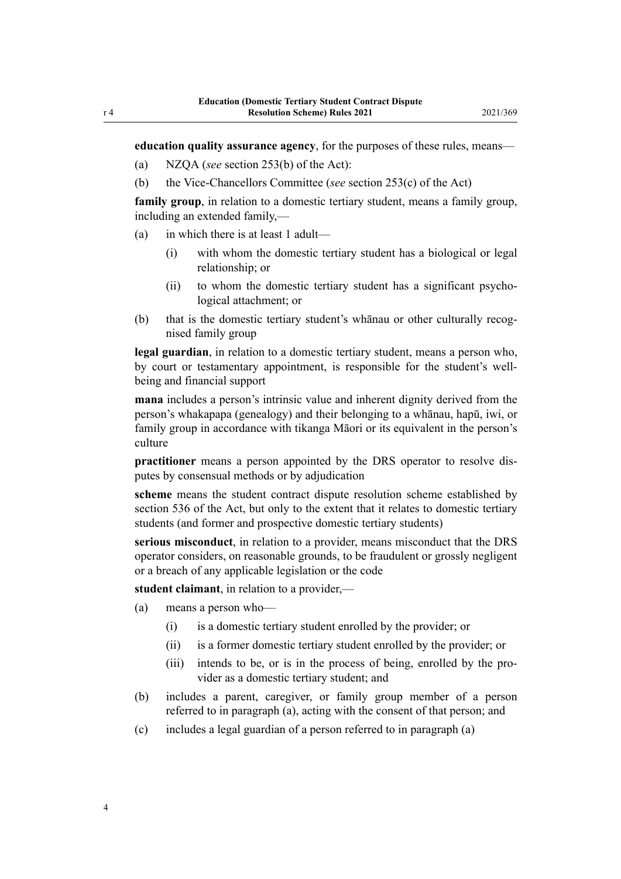**education quality assurance agency**, for the purposes of these rules, means—

(a) NZQA (*see* section 253(b) of the Act):

(b) the Vice-Chancellors Committee (*see* section 253(c) of the Act)

**family group**, in relation to a domestic tertiary student, means a family group, including an extended family,—

(a) in which there is at least 1 adult—

  (i) with whom the domestic tertiary student has a biological or legal relationship; or

  (ii) to whom the domestic tertiary student has a significant psychological attachment; or

(b) that is the domestic tertiary student's whānau or other culturally recognised family group

**legal guardian**, in relation to a domestic tertiary student, means a person who, by court or testamentary appointment, is responsible for the student's wellbeing and financial support

**mana** includes a person's intrinsic value and inherent dignity derived from the person's whakapapa (genealogy) and their belonging to a whānau, hapū, iwi, or family group in accordance with tikanga Māori or its equivalent in the person's culture

**practitioner** means a person appointed by the DRS operator to resolve disputes by consensual methods or by adjudication

**scheme** means the student contract dispute resolution scheme established by section 536 of the Act, but only to the extent that it relates to domestic tertiary students (and former and prospective domestic tertiary students)

**serious misconduct**, in relation to a provider, means misconduct that the DRS operator considers, on reasonable grounds, to be fraudulent or grossly negligent or a breach of any applicable legislation or the code

**student claimant**, in relation to a provider,—

(a) means a person who—

  (i) is a domestic tertiary student enrolled by the provider; or

  (ii) is a former domestic tertiary student enrolled by the provider; or

  (iii) intends to be, or is in the process of being, enrolled by the provider as a domestic tertiary student; and

(b) includes a parent, caregiver, or family group member of a person referred to in paragraph (a), acting with the consent of that person; and

(c) includes a legal guardian of a person referred to in paragraph (a)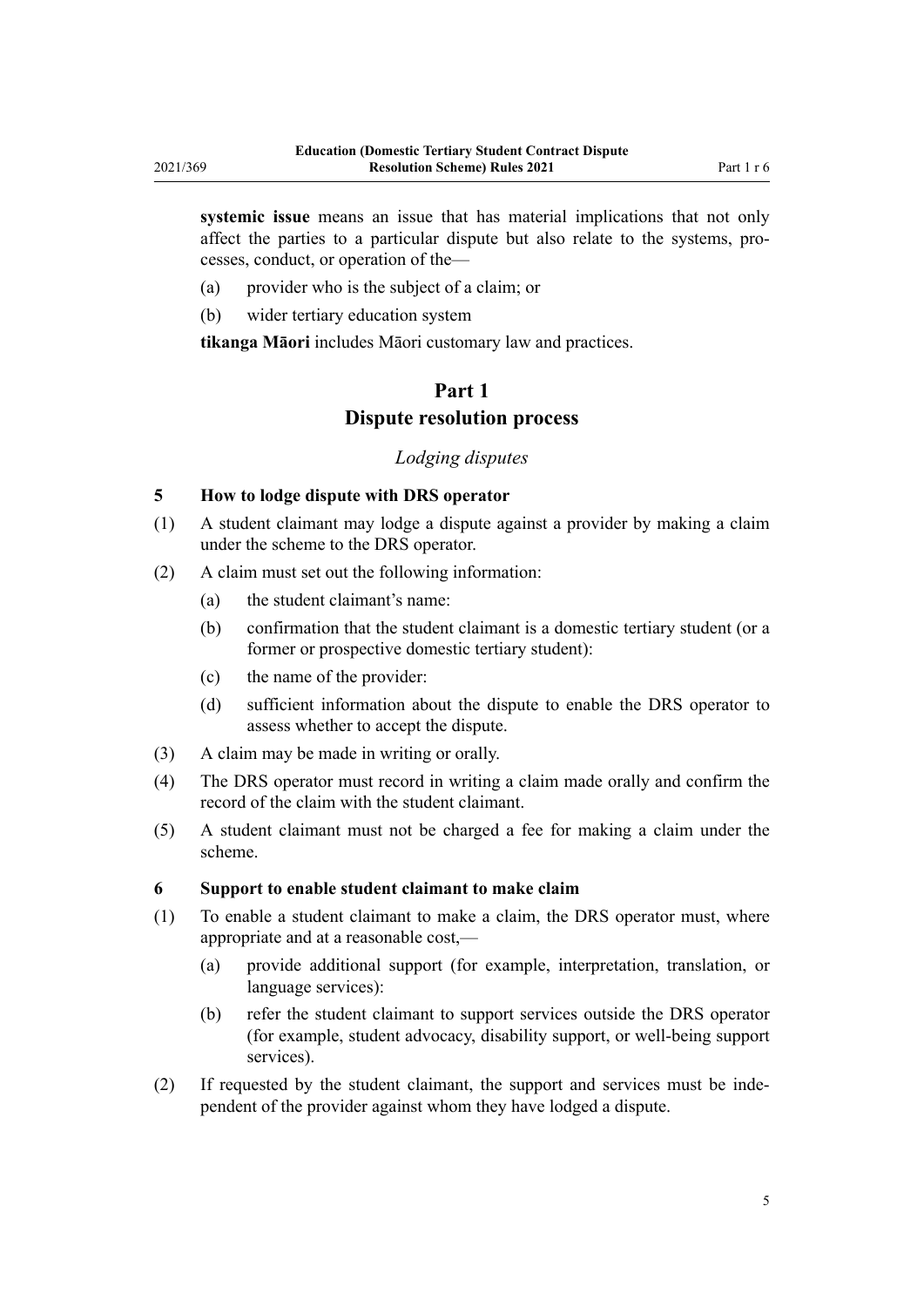**systemic issue** means an issue that has material implications that not only affect the parties to a particular dispute but also relate to the systems, processes, conduct, or operation of the—

(a) provider who is the subject of a claim; or

(b) wider tertiary education system

**tikanga Māori** includes Māori customary law and practices.

## Part 1
## Dispute resolution process

*Lodging disputes*

### 5 How to lodge dispute with DRS operator

(1) A student claimant may lodge a dispute against a provider by making a claim under the scheme to the DRS operator.

(2) A claim must set out the following information:

(a) the student claimant's name:

(b) confirmation that the student claimant is a domestic tertiary student (or a former or prospective domestic tertiary student):

(c) the name of the provider:

(d) sufficient information about the dispute to enable the DRS operator to assess whether to accept the dispute.

(3) A claim may be made in writing or orally.

(4) The DRS operator must record in writing a claim made orally and confirm the record of the claim with the student claimant.

(5) A student claimant must not be charged a fee for making a claim under the scheme.

### 6 Support to enable student claimant to make claim

(1) To enable a student claimant to make a claim, the DRS operator must, where appropriate and at a reasonable cost,—

(a) provide additional support (for example, interpretation, translation, or language services):

(b) refer the student claimant to support services outside the DRS operator (for example, student advocacy, disability support, or well-being support services).

(2) If requested by the student claimant, the support and services must be independent of the provider against whom they have lodged a dispute.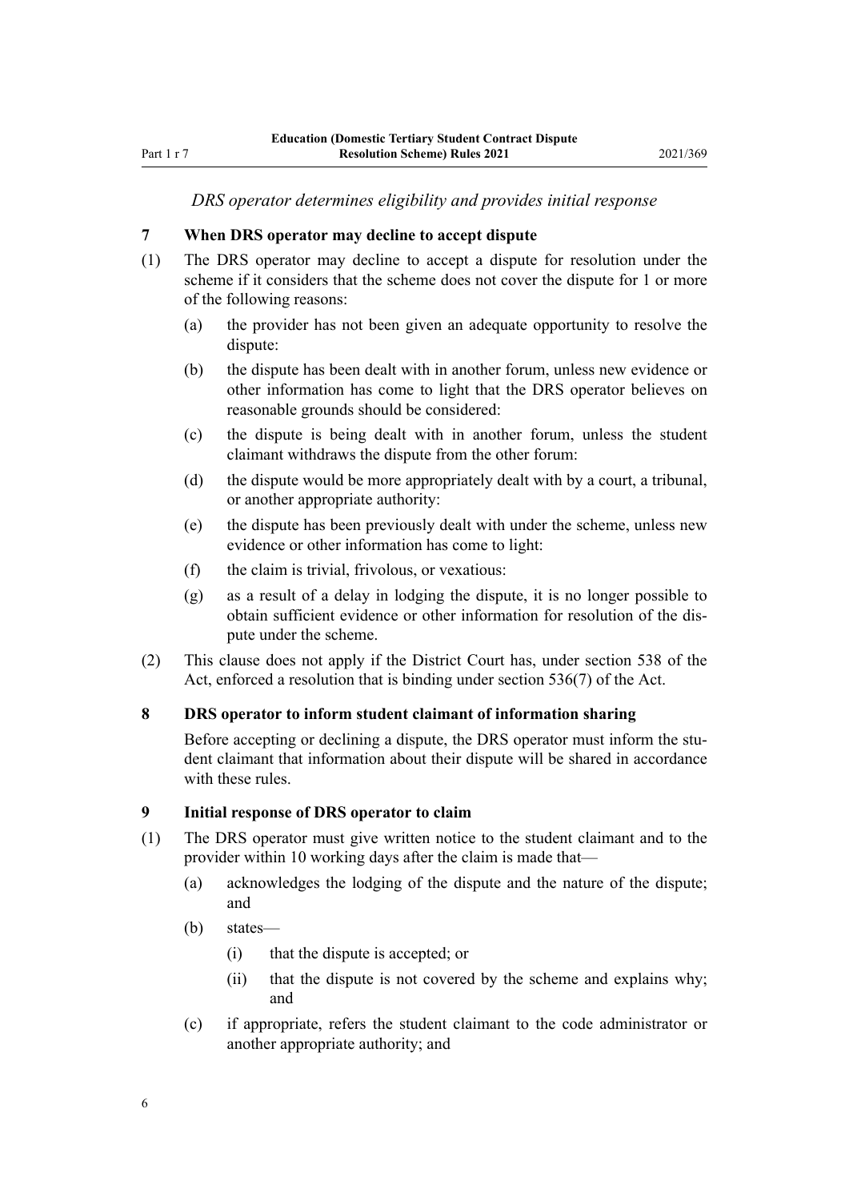*DRS operator determines eligibility and provides initial response*

### 7 When DRS operator may decline to accept dispute

(1) The DRS operator may decline to accept a dispute for resolution under the scheme if it considers that the scheme does not cover the dispute for 1 or more of the following reasons:

  (a) the provider has not been given an adequate opportunity to resolve the dispute:

  (b) the dispute has been dealt with in another forum, unless new evidence or other information has come to light that the DRS operator believes on reasonable grounds should be considered:

  (c) the dispute is being dealt with in another forum, unless the student claimant withdraws the dispute from the other forum:

  (d) the dispute would be more appropriately dealt with by a court, a tribunal, or another appropriate authority:

  (e) the dispute has been previously dealt with under the scheme, unless new evidence or other information has come to light:

  (f) the claim is trivial, frivolous, or vexatious:

  (g) as a result of a delay in lodging the dispute, it is no longer possible to obtain sufficient evidence or other information for resolution of the dispute under the scheme.

(2) This clause does not apply if the District Court has, under section 538 of the Act, enforced a resolution that is binding under section 536(7) of the Act.

### 8 DRS operator to inform student claimant of information sharing

Before accepting or declining a dispute, the DRS operator must inform the student claimant that information about their dispute will be shared in accordance with these rules.

### 9 Initial response of DRS operator to claim

(1) The DRS operator must give written notice to the student claimant and to the provider within 10 working days after the claim is made that—

  (a) acknowledges the lodging of the dispute and the nature of the dispute; and

  (b) states—

    (i) that the dispute is accepted; or

    (ii) that the dispute is not covered by the scheme and explains why; and

  (c) if appropriate, refers the student claimant to the code administrator or another appropriate authority; and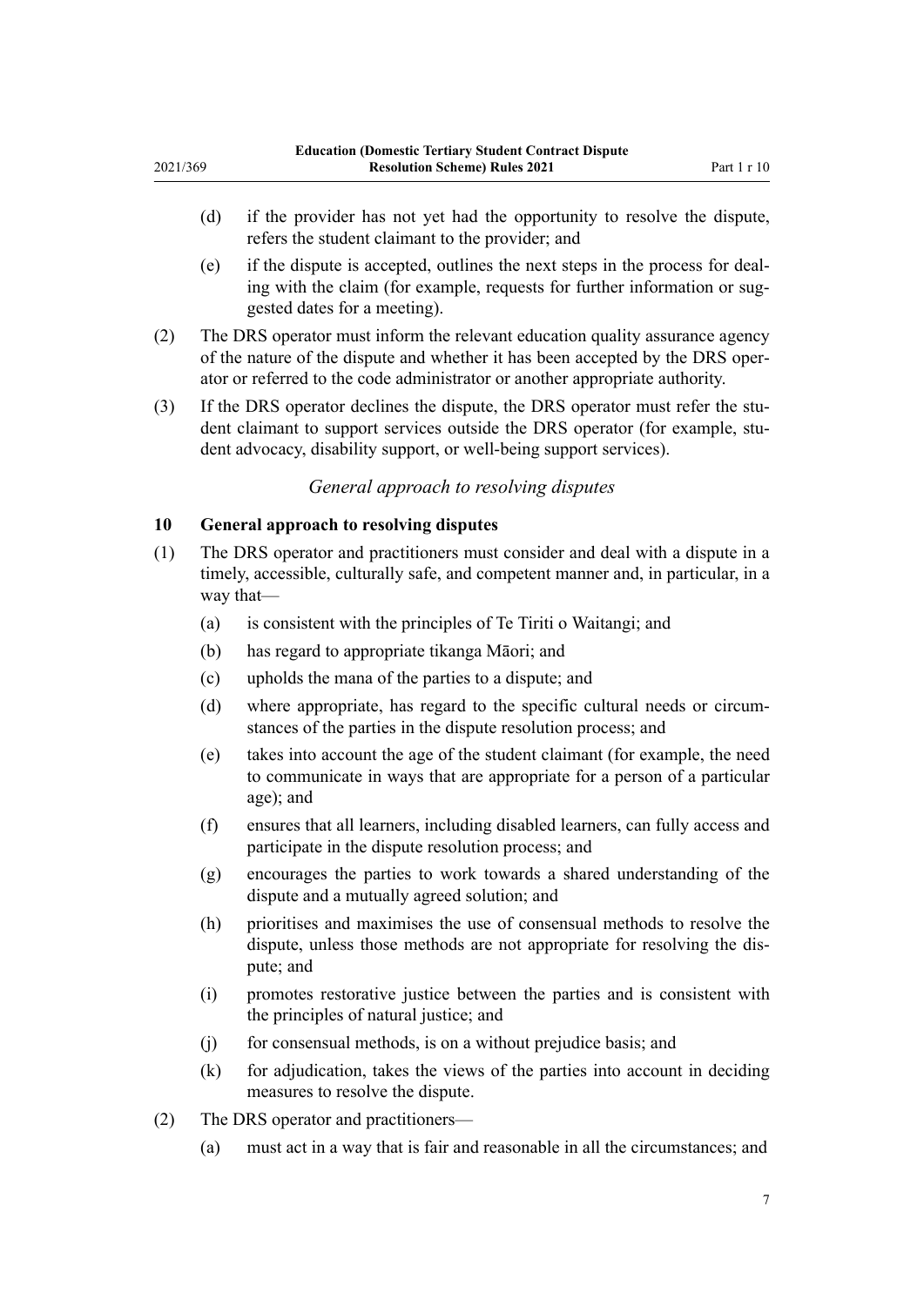(d) if the provider has not yet had the opportunity to resolve the dispute, refers the student claimant to the provider; and

(e) if the dispute is accepted, outlines the next steps in the process for dealing with the claim (for example, requests for further information or suggested dates for a meeting).

(2) The DRS operator must inform the relevant education quality assurance agency of the nature of the dispute and whether it has been accepted by the DRS operator or referred to the code administrator or another appropriate authority.

(3) If the DRS operator declines the dispute, the DRS operator must refer the student claimant to support services outside the DRS operator (for example, student advocacy, disability support, or well-being support services).

*General approach to resolving disputes*

### 10 General approach to resolving disputes

(1) The DRS operator and practitioners must consider and deal with a dispute in a timely, accessible, culturally safe, and competent manner and, in particular, in a way that—

(a) is consistent with the principles of Te Tiriti o Waitangi; and

(b) has regard to appropriate tikanga Māori; and

(c) upholds the mana of the parties to a dispute; and

(d) where appropriate, has regard to the specific cultural needs or circumstances of the parties in the dispute resolution process; and

(e) takes into account the age of the student claimant (for example, the need to communicate in ways that are appropriate for a person of a particular age); and

(f) ensures that all learners, including disabled learners, can fully access and participate in the dispute resolution process; and

(g) encourages the parties to work towards a shared understanding of the dispute and a mutually agreed solution; and

(h) prioritises and maximises the use of consensual methods to resolve the dispute, unless those methods are not appropriate for resolving the dispute; and

(i) promotes restorative justice between the parties and is consistent with the principles of natural justice; and

(j) for consensual methods, is on a without prejudice basis; and

(k) for adjudication, takes the views of the parties into account in deciding measures to resolve the dispute.

(2) The DRS operator and practitioners—

(a) must act in a way that is fair and reasonable in all the circumstances; and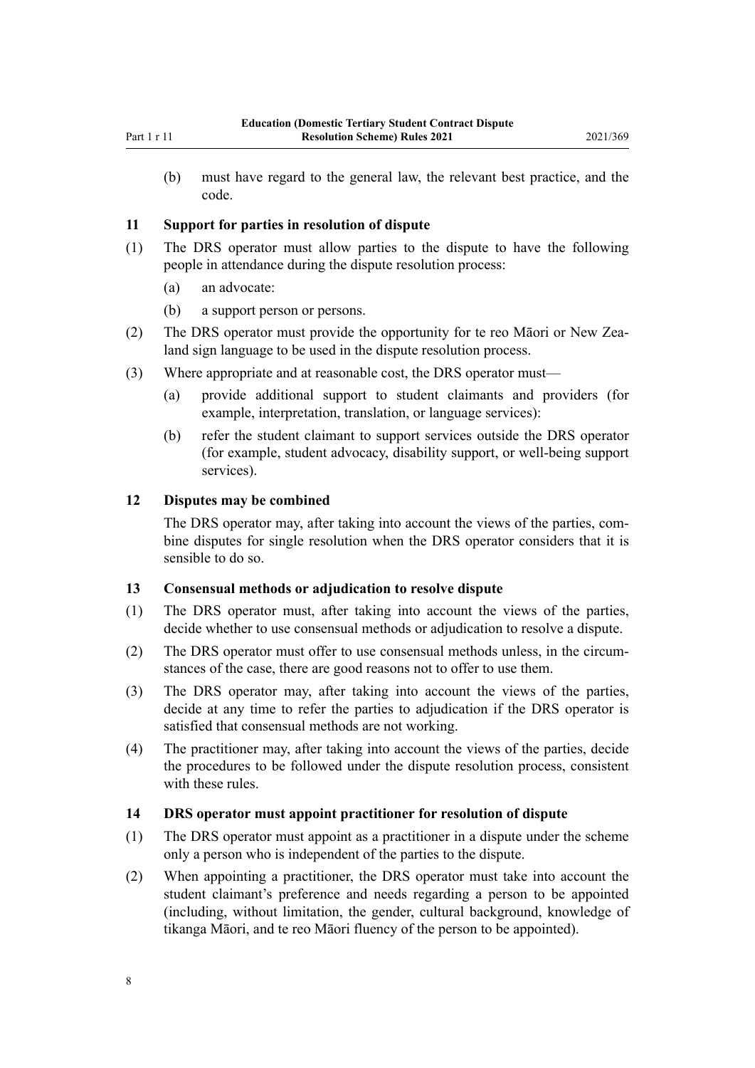(b) must have regard to the general law, the relevant best practice, and the code.

### 11 Support for parties in resolution of dispute

(1) The DRS operator must allow parties to the dispute to have the following people in attendance during the dispute resolution process:

(a) an advocate:

(b) a support person or persons.

(2) The DRS operator must provide the opportunity for te reo Māori or New Zealand sign language to be used in the dispute resolution process.

(3) Where appropriate and at reasonable cost, the DRS operator must—

(a) provide additional support to student claimants and providers (for example, interpretation, translation, or language services):

(b) refer the student claimant to support services outside the DRS operator (for example, student advocacy, disability support, or well-being support services).

### 12 Disputes may be combined

The DRS operator may, after taking into account the views of the parties, combine disputes for single resolution when the DRS operator considers that it is sensible to do so.

### 13 Consensual methods or adjudication to resolve dispute

(1) The DRS operator must, after taking into account the views of the parties, decide whether to use consensual methods or adjudication to resolve a dispute.

(2) The DRS operator must offer to use consensual methods unless, in the circumstances of the case, there are good reasons not to offer to use them.

(3) The DRS operator may, after taking into account the views of the parties, decide at any time to refer the parties to adjudication if the DRS operator is satisfied that consensual methods are not working.

(4) The practitioner may, after taking into account the views of the parties, decide the procedures to be followed under the dispute resolution process, consistent with these rules.

### 14 DRS operator must appoint practitioner for resolution of dispute

(1) The DRS operator must appoint as a practitioner in a dispute under the scheme only a person who is independent of the parties to the dispute.

(2) When appointing a practitioner, the DRS operator must take into account the student claimant's preference and needs regarding a person to be appointed (including, without limitation, the gender, cultural background, knowledge of tikanga Māori, and te reo Māori fluency of the person to be appointed).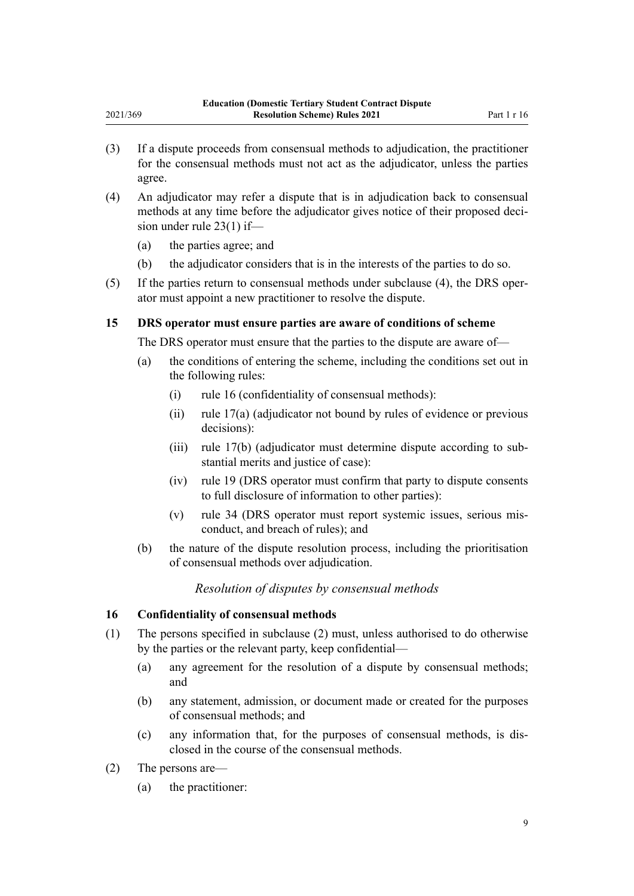(3) If a dispute proceeds from consensual methods to adjudication, the practitioner for the consensual methods must not act as the adjudicator, unless the parties agree.

(4) An adjudicator may refer a dispute that is in adjudication back to consensual methods at any time before the adjudicator gives notice of their proposed decision under rule 23(1) if—

- (a) the parties agree; and
- (b) the adjudicator considers that is in the interests of the parties to do so.

(5) If the parties return to consensual methods under subclause (4), the DRS operator must appoint a new practitioner to resolve the dispute.

### 15 DRS operator must ensure parties are aware of conditions of scheme

The DRS operator must ensure that the parties to the dispute are aware of—

- (a) the conditions of entering the scheme, including the conditions set out in the following rules:
  - (i) rule 16 (confidentiality of consensual methods):
  - (ii) rule 17(a) (adjudicator not bound by rules of evidence or previous decisions):
  - (iii) rule 17(b) (adjudicator must determine dispute according to substantial merits and justice of case):
  - (iv) rule 19 (DRS operator must confirm that party to dispute consents to full disclosure of information to other parties):
  - (v) rule 34 (DRS operator must report systemic issues, serious misconduct, and breach of rules); and
- (b) the nature of the dispute resolution process, including the prioritisation of consensual methods over adjudication.

*Resolution of disputes by consensual methods*

### 16 Confidentiality of consensual methods

(1) The persons specified in subclause (2) must, unless authorised to do otherwise by the parties or the relevant party, keep confidential—

- (a) any agreement for the resolution of a dispute by consensual methods; and
- (b) any statement, admission, or document made or created for the purposes of consensual methods; and
- (c) any information that, for the purposes of consensual methods, is disclosed in the course of the consensual methods.

(2) The persons are—

- (a) the practitioner: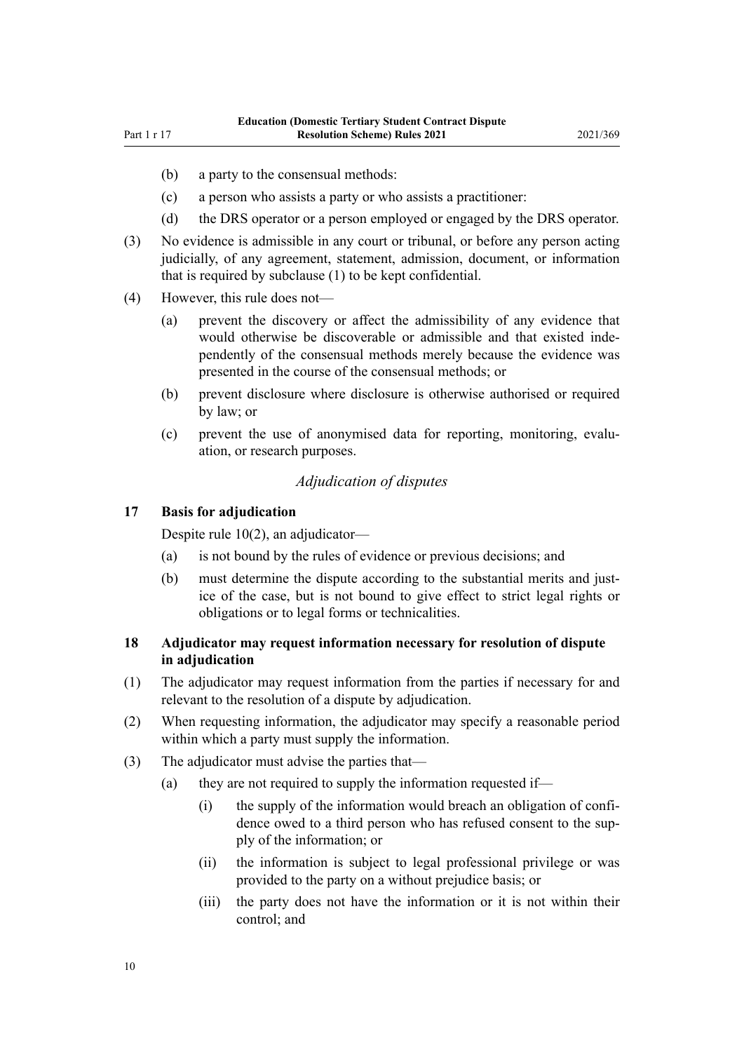(b) a party to the consensual methods:

(c) a person who assists a party or who assists a practitioner:

(d) the DRS operator or a person employed or engaged by the DRS operator.

(3) No evidence is admissible in any court or tribunal, or before any person acting judicially, of any agreement, statement, admission, document, or information that is required by subclause (1) to be kept confidential.

(4) However, this rule does not—

(a) prevent the discovery or affect the admissibility of any evidence that would otherwise be discoverable or admissible and that existed independently of the consensual methods merely because the evidence was presented in the course of the consensual methods; or

(b) prevent disclosure where disclosure is otherwise authorised or required by law; or

(c) prevent the use of anonymised data for reporting, monitoring, evaluation, or research purposes.

*Adjudication of disputes*

**17 Basis for adjudication**

Despite rule 10(2), an adjudicator—

(a) is not bound by the rules of evidence or previous decisions; and

(b) must determine the dispute according to the substantial merits and justice of the case, but is not bound to give effect to strict legal rights or obligations or to legal forms or technicalities.

**18 Adjudicator may request information necessary for resolution of dispute in adjudication**

(1) The adjudicator may request information from the parties if necessary for and relevant to the resolution of a dispute by adjudication.

(2) When requesting information, the adjudicator may specify a reasonable period within which a party must supply the information.

(3) The adjudicator must advise the parties that—

(a) they are not required to supply the information requested if—

(i) the supply of the information would breach an obligation of confidence owed to a third person who has refused consent to the supply of the information; or

(ii) the information is subject to legal professional privilege or was provided to the party on a without prejudice basis; or

(iii) the party does not have the information or it is not within their control; and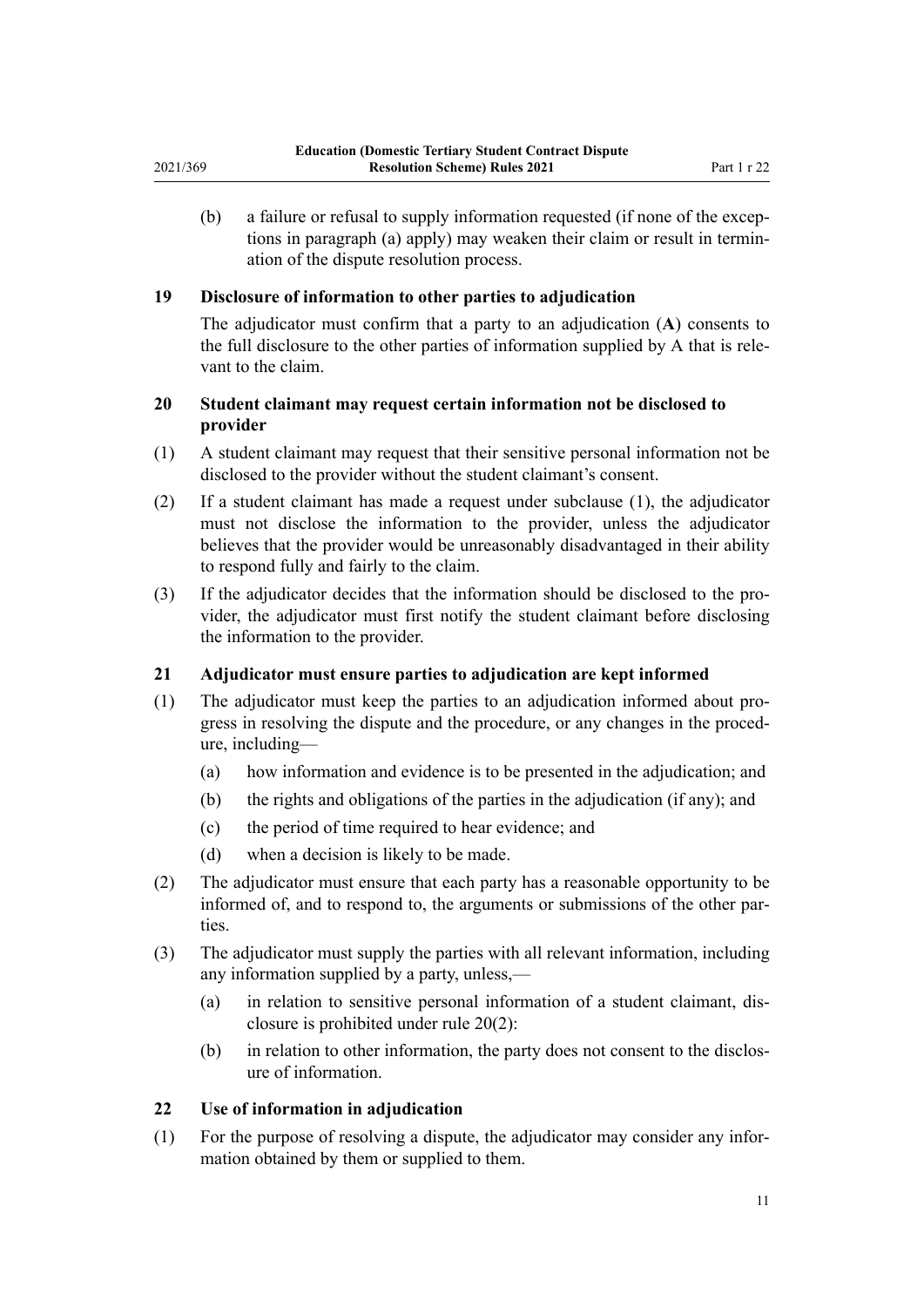(b) a failure or refusal to supply information requested (if none of the exceptions in paragraph (a) apply) may weaken their claim or result in termination of the dispute resolution process.

### 19 Disclosure of information to other parties to adjudication

The adjudicator must confirm that a party to an adjudication (**A**) consents to the full disclosure to the other parties of information supplied by A that is relevant to the claim.

### 20 Student claimant may request certain information not be disclosed to provider

(1) A student claimant may request that their sensitive personal information not be disclosed to the provider without the student claimant's consent.

(2) If a student claimant has made a request under subclause (1), the adjudicator must not disclose the information to the provider, unless the adjudicator believes that the provider would be unreasonably disadvantaged in their ability to respond fully and fairly to the claim.

(3) If the adjudicator decides that the information should be disclosed to the provider, the adjudicator must first notify the student claimant before disclosing the information to the provider.

### 21 Adjudicator must ensure parties to adjudication are kept informed

(1) The adjudicator must keep the parties to an adjudication informed about progress in resolving the dispute and the procedure, or any changes in the procedure, including—

(a) how information and evidence is to be presented in the adjudication; and

(b) the rights and obligations of the parties in the adjudication (if any); and

(c) the period of time required to hear evidence; and

(d) when a decision is likely to be made.

(2) The adjudicator must ensure that each party has a reasonable opportunity to be informed of, and to respond to, the arguments or submissions of the other parties.

(3) The adjudicator must supply the parties with all relevant information, including any information supplied by a party, unless,—

(a) in relation to sensitive personal information of a student claimant, disclosure is prohibited under rule 20(2):

(b) in relation to other information, the party does not consent to the disclosure of information.

### 22 Use of information in adjudication

(1) For the purpose of resolving a dispute, the adjudicator may consider any information obtained by them or supplied to them.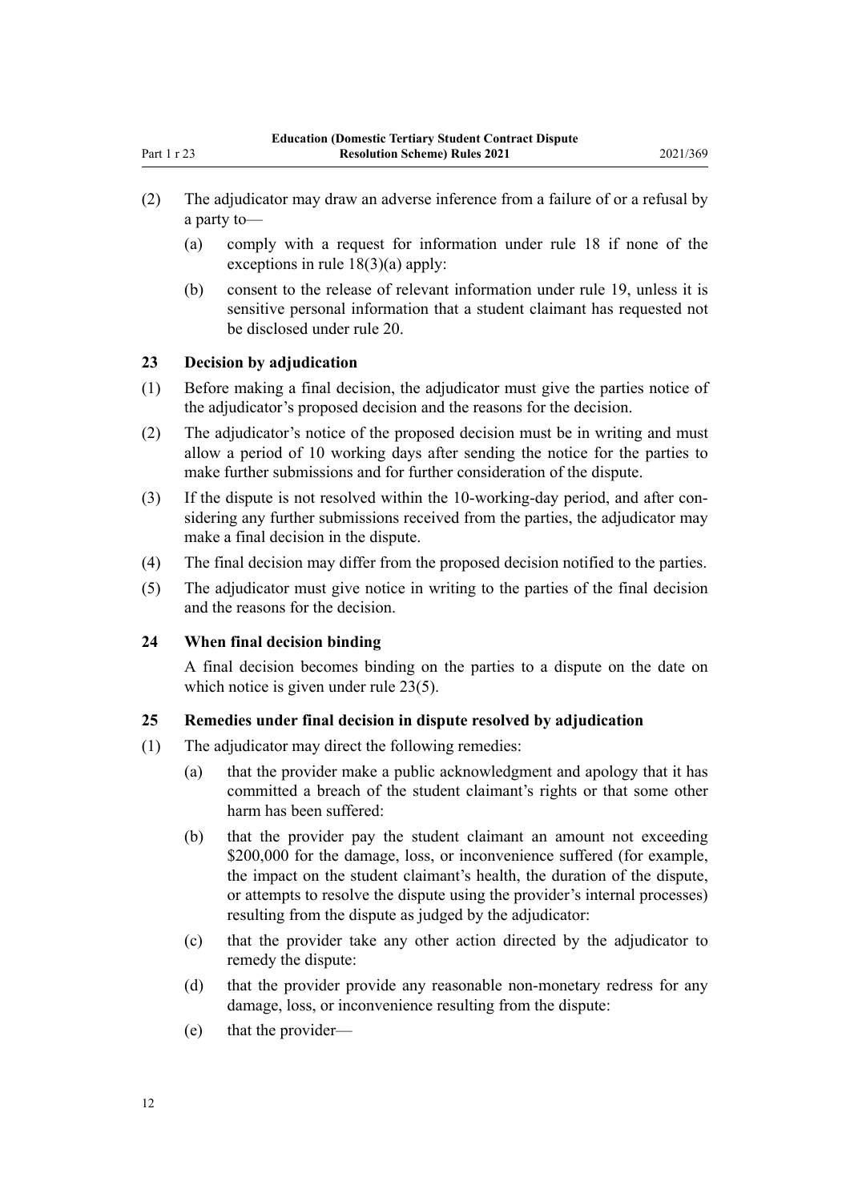(2) The adjudicator may draw an adverse inference from a failure of or a refusal by a party to—

(a) comply with a request for information under rule 18 if none of the exceptions in rule 18(3)(a) apply:

(b) consent to the release of relevant information under rule 19, unless it is sensitive personal information that a student claimant has requested not be disclosed under rule 20.

### 23 Decision by adjudication

(1) Before making a final decision, the adjudicator must give the parties notice of the adjudicator's proposed decision and the reasons for the decision.

(2) The adjudicator's notice of the proposed decision must be in writing and must allow a period of 10 working days after sending the notice for the parties to make further submissions and for further consideration of the dispute.

(3) If the dispute is not resolved within the 10-working-day period, and after considering any further submissions received from the parties, the adjudicator may make a final decision in the dispute.

(4) The final decision may differ from the proposed decision notified to the parties.

(5) The adjudicator must give notice in writing to the parties of the final decision and the reasons for the decision.

### 24 When final decision binding

A final decision becomes binding on the parties to a dispute on the date on which notice is given under rule 23(5).

### 25 Remedies under final decision in dispute resolved by adjudication

(1) The adjudicator may direct the following remedies:

(a) that the provider make a public acknowledgment and apology that it has committed a breach of the student claimant's rights or that some other harm has been suffered:

(b) that the provider pay the student claimant an amount not exceeding $200,000 for the damage, loss, or inconvenience suffered (for example, the impact on the student claimant's health, the duration of the dispute, or attempts to resolve the dispute using the provider's internal processes) resulting from the dispute as judged by the adjudicator:

(c) that the provider take any other action directed by the adjudicator to remedy the dispute:

(d) that the provider provide any reasonable non-monetary redress for any damage, loss, or inconvenience resulting from the dispute:

(e) that the provider—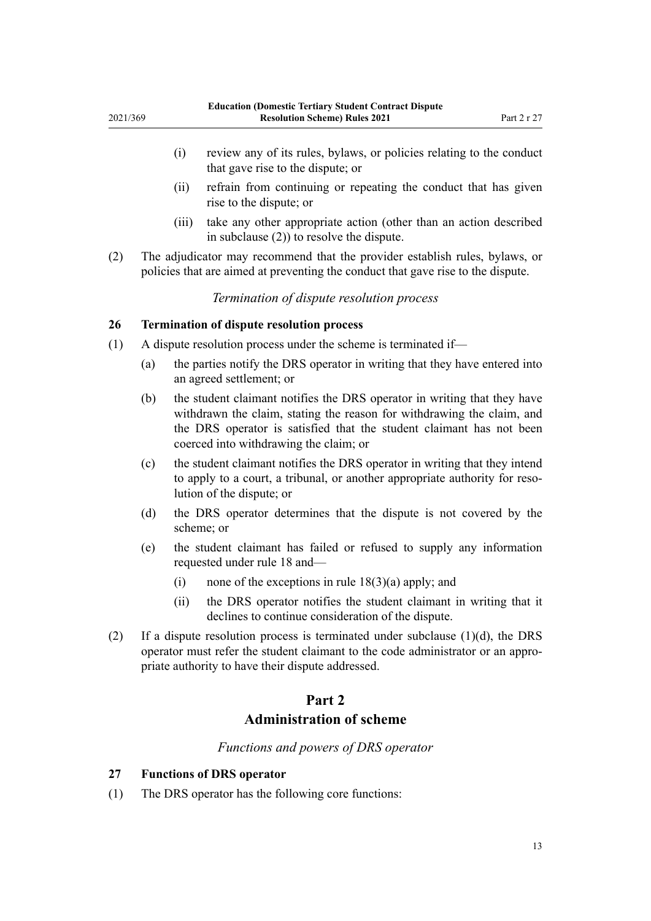(i) review any of its rules, bylaws, or policies relating to the conduct that gave rise to the dispute; or

(ii) refrain from continuing or repeating the conduct that has given rise to the dispute; or

(iii) take any other appropriate action (other than an action described in subclause (2)) to resolve the dispute.

(2) The adjudicator may recommend that the provider establish rules, bylaws, or policies that are aimed at preventing the conduct that gave rise to the dispute.

*Termination of dispute resolution process*

**26 Termination of dispute resolution process**

(1) A dispute resolution process under the scheme is terminated if—

(a) the parties notify the DRS operator in writing that they have entered into an agreed settlement; or

(b) the student claimant notifies the DRS operator in writing that they have withdrawn the claim, stating the reason for withdrawing the claim, and the DRS operator is satisfied that the student claimant has not been coerced into withdrawing the claim; or

(c) the student claimant notifies the DRS operator in writing that they intend to apply to a court, a tribunal, or another appropriate authority for resolution of the dispute; or

(d) the DRS operator determines that the dispute is not covered by the scheme; or

(e) the student claimant has failed or refused to supply any information requested under rule 18 and—

(i) none of the exceptions in rule 18(3)(a) apply; and

(ii) the DRS operator notifies the student claimant in writing that it declines to continue consideration of the dispute.

(2) If a dispute resolution process is terminated under subclause (1)(d), the DRS operator must refer the student claimant to the code administrator or an appropriate authority to have their dispute addressed.

## Part 2
## Administration of scheme

*Functions and powers of DRS operator*

**27 Functions of DRS operator**

(1) The DRS operator has the following core functions: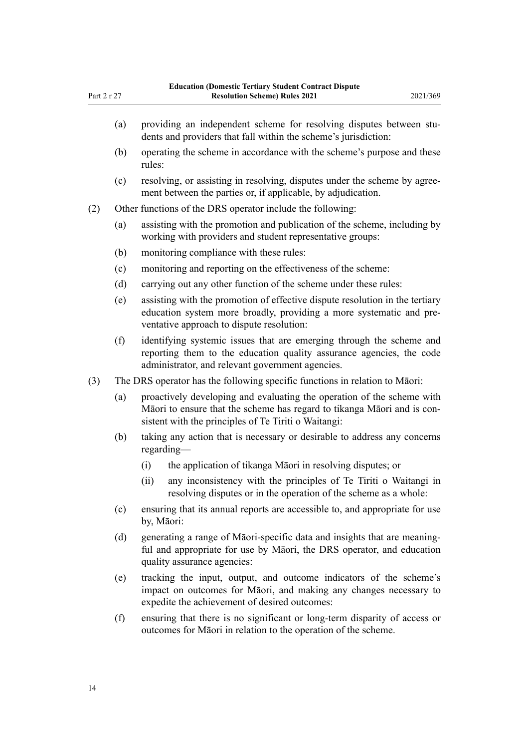(a) providing an independent scheme for resolving disputes between students and providers that fall within the scheme's jurisdiction:

(b) operating the scheme in accordance with the scheme's purpose and these rules:

(c) resolving, or assisting in resolving, disputes under the scheme by agreement between the parties or, if applicable, by adjudication.

(2) Other functions of the DRS operator include the following:

(a) assisting with the promotion and publication of the scheme, including by working with providers and student representative groups:

(b) monitoring compliance with these rules:

(c) monitoring and reporting on the effectiveness of the scheme:

(d) carrying out any other function of the scheme under these rules:

(e) assisting with the promotion of effective dispute resolution in the tertiary education system more broadly, providing a more systematic and preventative approach to dispute resolution:

(f) identifying systemic issues that are emerging through the scheme and reporting them to the education quality assurance agencies, the code administrator, and relevant government agencies.

(3) The DRS operator has the following specific functions in relation to Māori:

(a) proactively developing and evaluating the operation of the scheme with Māori to ensure that the scheme has regard to tikanga Māori and is consistent with the principles of Te Tiriti o Waitangi:

(b) taking any action that is necessary or desirable to address any concerns regarding—

(i) the application of tikanga Māori in resolving disputes; or

(ii) any inconsistency with the principles of Te Tiriti o Waitangi in resolving disputes or in the operation of the scheme as a whole:

(c) ensuring that its annual reports are accessible to, and appropriate for use by, Māori:

(d) generating a range of Māori-specific data and insights that are meaningful and appropriate for use by Māori, the DRS operator, and education quality assurance agencies:

(e) tracking the input, output, and outcome indicators of the scheme's impact on outcomes for Māori, and making any changes necessary to expedite the achievement of desired outcomes:

(f) ensuring that there is no significant or long-term disparity of access or outcomes for Māori in relation to the operation of the scheme.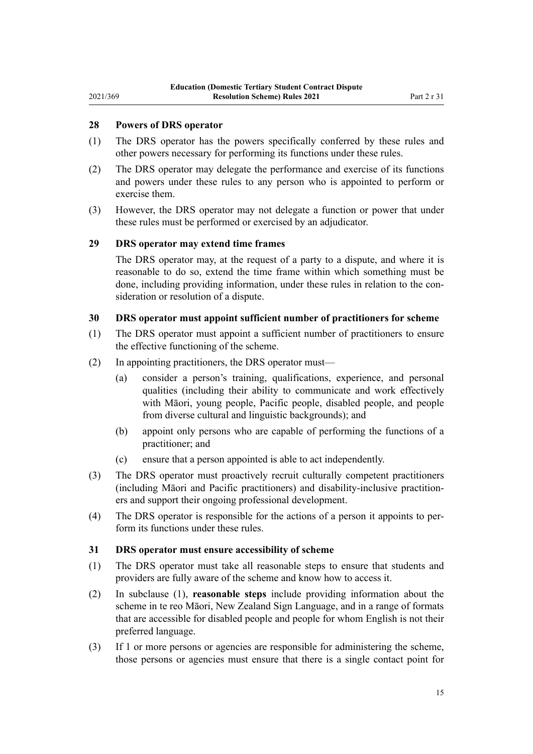## 28 Powers of DRS operator

(1) The DRS operator has the powers specifically conferred by these rules and other powers necessary for performing its functions under these rules.

(2) The DRS operator may delegate the performance and exercise of its functions and powers under these rules to any person who is appointed to perform or exercise them.

(3) However, the DRS operator may not delegate a function or power that under these rules must be performed or exercised by an adjudicator.

## 29 DRS operator may extend time frames

The DRS operator may, at the request of a party to a dispute, and where it is reasonable to do so, extend the time frame within which something must be done, including providing information, under these rules in relation to the consideration or resolution of a dispute.

## 30 DRS operator must appoint sufficient number of practitioners for scheme

(1) The DRS operator must appoint a sufficient number of practitioners to ensure the effective functioning of the scheme.

(2) In appointing practitioners, the DRS operator must—

  (a) consider a person's training, qualifications, experience, and personal qualities (including their ability to communicate and work effectively with Māori, young people, Pacific people, disabled people, and people from diverse cultural and linguistic backgrounds); and

  (b) appoint only persons who are capable of performing the functions of a practitioner; and

  (c) ensure that a person appointed is able to act independently.

(3) The DRS operator must proactively recruit culturally competent practitioners (including Māori and Pacific practitioners) and disability-inclusive practitioners and support their ongoing professional development.

(4) The DRS operator is responsible for the actions of a person it appoints to perform its functions under these rules.

## 31 DRS operator must ensure accessibility of scheme

(1) The DRS operator must take all reasonable steps to ensure that students and providers are fully aware of the scheme and know how to access it.

(2) In subclause (1), **reasonable steps** include providing information about the scheme in te reo Māori, New Zealand Sign Language, and in a range of formats that are accessible for disabled people and people for whom English is not their preferred language.

(3) If 1 or more persons or agencies are responsible for administering the scheme, those persons or agencies must ensure that there is a single contact point for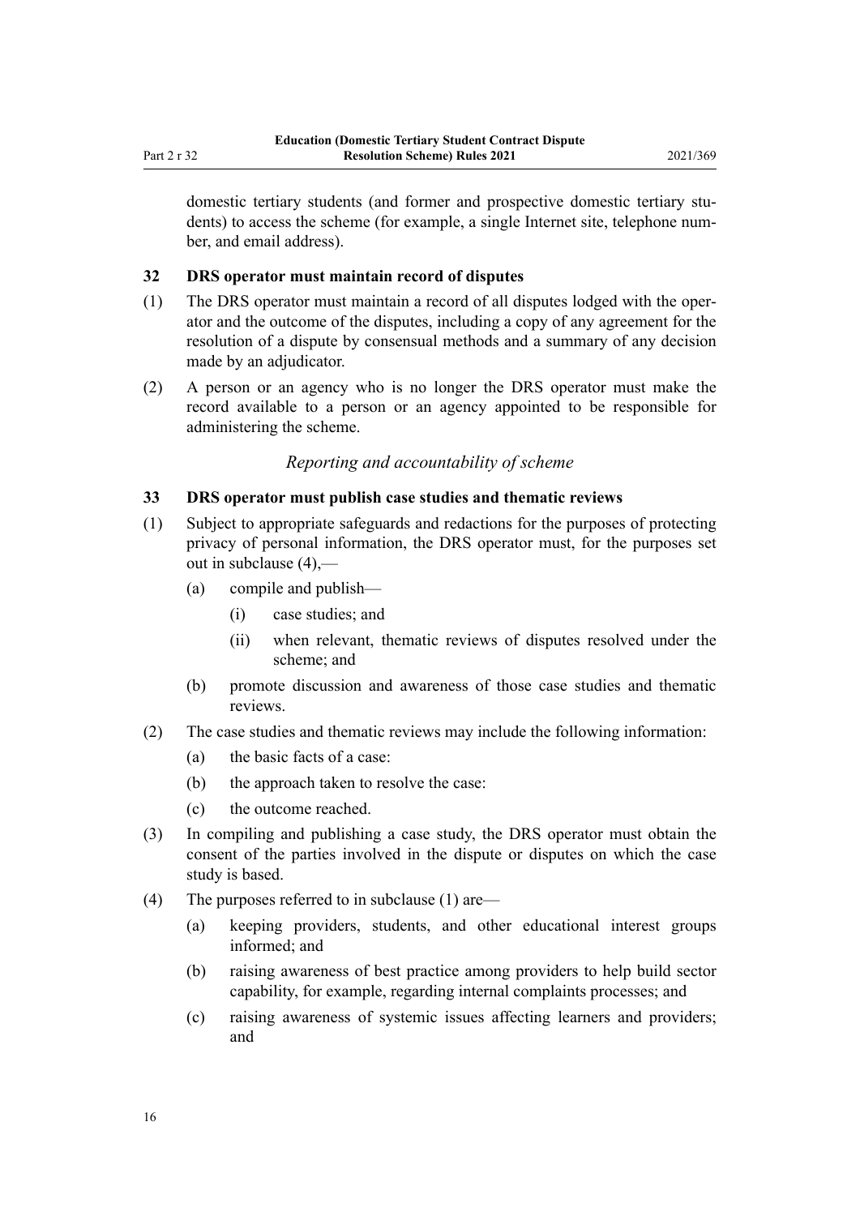domestic tertiary students (and former and prospective domestic tertiary students) to access the scheme (for example, a single Internet site, telephone number, and email address).

### 32 DRS operator must maintain record of disputes

(1) The DRS operator must maintain a record of all disputes lodged with the operator and the outcome of the disputes, including a copy of any agreement for the resolution of a dispute by consensual methods and a summary of any decision made by an adjudicator.

(2) A person or an agency who is no longer the DRS operator must make the record available to a person or an agency appointed to be responsible for administering the scheme.

*Reporting and accountability of scheme*

### 33 DRS operator must publish case studies and thematic reviews

(1) Subject to appropriate safeguards and redactions for the purposes of protecting privacy of personal information, the DRS operator must, for the purposes set out in subclause (4),—

   (a) compile and publish—

      (i) case studies; and

      (ii) when relevant, thematic reviews of disputes resolved under the scheme; and

   (b) promote discussion and awareness of those case studies and thematic reviews.

(2) The case studies and thematic reviews may include the following information:

   (a) the basic facts of a case:

   (b) the approach taken to resolve the case:

   (c) the outcome reached.

(3) In compiling and publishing a case study, the DRS operator must obtain the consent of the parties involved in the dispute or disputes on which the case study is based.

(4) The purposes referred to in subclause (1) are—

   (a) keeping providers, students, and other educational interest groups informed; and

   (b) raising awareness of best practice among providers to help build sector capability, for example, regarding internal complaints processes; and

   (c) raising awareness of systemic issues affecting learners and providers; and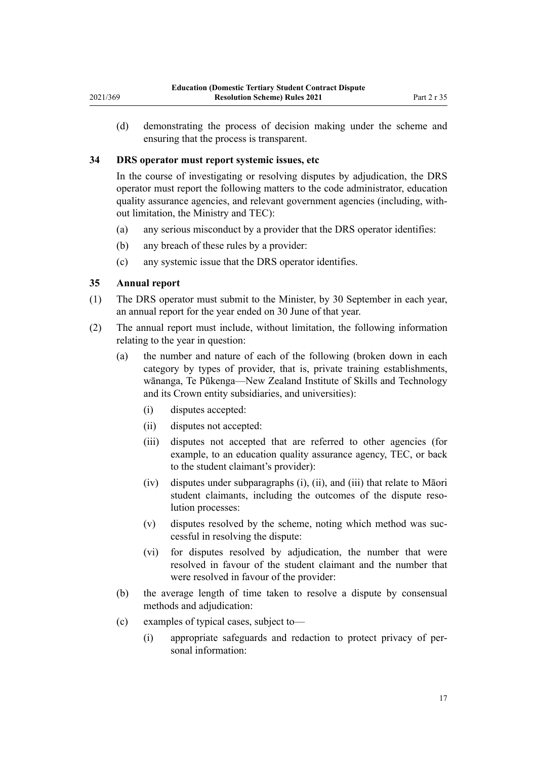(d) demonstrating the process of decision making under the scheme and ensuring that the process is transparent.

### 34 DRS operator must report systemic issues, etc

In the course of investigating or resolving disputes by adjudication, the DRS operator must report the following matters to the code administrator, education quality assurance agencies, and relevant government agencies (including, without limitation, the Ministry and TEC):

(a) any serious misconduct by a provider that the DRS operator identifies:

(b) any breach of these rules by a provider:

(c) any systemic issue that the DRS operator identifies.

### 35 Annual report

(1) The DRS operator must submit to the Minister, by 30 September in each year, an annual report for the year ended on 30 June of that year.

(2) The annual report must include, without limitation, the following information relating to the year in question:

(a) the number and nature of each of the following (broken down in each category by types of provider, that is, private training establishments, wānanga, Te Pūkenga—New Zealand Institute of Skills and Technology and its Crown entity subsidiaries, and universities):

(i) disputes accepted:

(ii) disputes not accepted:

(iii) disputes not accepted that are referred to other agencies (for example, to an education quality assurance agency, TEC, or back to the student claimant's provider):

(iv) disputes under subparagraphs (i), (ii), and (iii) that relate to Māori student claimants, including the outcomes of the dispute resolution processes:

(v) disputes resolved by the scheme, noting which method was successful in resolving the dispute:

(vi) for disputes resolved by adjudication, the number that were resolved in favour of the student claimant and the number that were resolved in favour of the provider:

(b) the average length of time taken to resolve a dispute by consensual methods and adjudication:

(c) examples of typical cases, subject to—

(i) appropriate safeguards and redaction to protect privacy of personal information: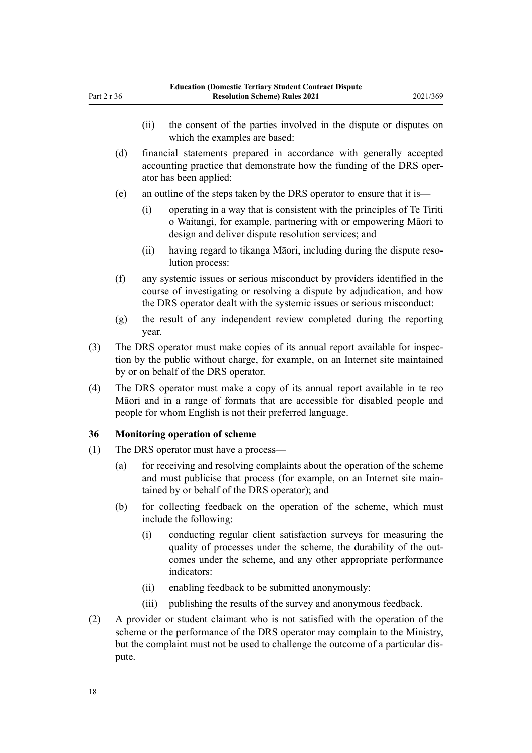(ii) the consent of the parties involved in the dispute or disputes on which the examples are based:

(d) financial statements prepared in accordance with generally accepted accounting practice that demonstrate how the funding of the DRS operator has been applied:

(e) an outline of the steps taken by the DRS operator to ensure that it is—

(i) operating in a way that is consistent with the principles of Te Tiriti o Waitangi, for example, partnering with or empowering Māori to design and deliver dispute resolution services; and

(ii) having regard to tikanga Māori, including during the dispute resolution process:

(f) any systemic issues or serious misconduct by providers identified in the course of investigating or resolving a dispute by adjudication, and how the DRS operator dealt with the systemic issues or serious misconduct:

(g) the result of any independent review completed during the reporting year.

(3) The DRS operator must make copies of its annual report available for inspection by the public without charge, for example, on an Internet site maintained by or on behalf of the DRS operator.

(4) The DRS operator must make a copy of its annual report available in te reo Māori and in a range of formats that are accessible for disabled people and people for whom English is not their preferred language.

### 36 Monitoring operation of scheme

(1) The DRS operator must have a process—

(a) for receiving and resolving complaints about the operation of the scheme and must publicise that process (for example, on an Internet site maintained by or behalf of the DRS operator); and

(b) for collecting feedback on the operation of the scheme, which must include the following:

(i) conducting regular client satisfaction surveys for measuring the quality of processes under the scheme, the durability of the outcomes under the scheme, and any other appropriate performance indicators:

(ii) enabling feedback to be submitted anonymously:

(iii) publishing the results of the survey and anonymous feedback.

(2) A provider or student claimant who is not satisfied with the operation of the scheme or the performance of the DRS operator may complain to the Ministry, but the complaint must not be used to challenge the outcome of a particular dispute.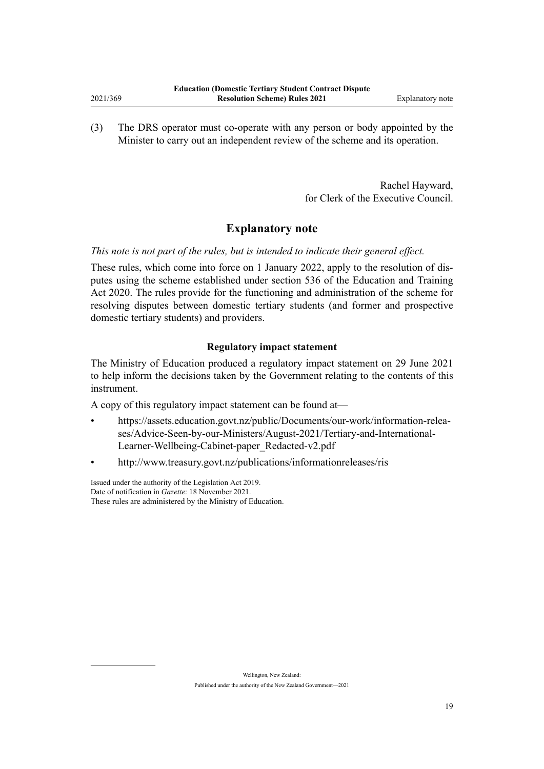(3) The DRS operator must co-operate with any person or body appointed by the Minister to carry out an independent review of the scheme and its operation.

Rachel Hayward,
for Clerk of the Executive Council.

## Explanatory note

*This note is not part of the rules, but is intended to indicate their general effect.*

These rules, which come into force on 1 January 2022, apply to the resolution of disputes using the scheme established under section 536 of the Education and Training Act 2020. The rules provide for the functioning and administration of the scheme for resolving disputes between domestic tertiary students (and former and prospective domestic tertiary students) and providers.

### Regulatory impact statement

The Ministry of Education produced a regulatory impact statement on 29 June 2021 to help inform the decisions taken by the Government relating to the contents of this instrument.

A copy of this regulatory impact statement can be found at—

- https://assets.education.govt.nz/public/Documents/our-work/information-releases/Advice-Seen-by-our-Ministers/August-2021/Tertiary-and-International-Learner-Wellbeing-Cabinet-paper_Redacted-v2.pdf
- http://www.treasury.govt.nz/publications/informationreleases/ris

Issued under the authority of the Legislation Act 2019.
Date of notification in *Gazette*: 18 November 2021.
These rules are administered by the Ministry of Education.

Wellington, New Zealand:
Published under the authority of the New Zealand Government—2021